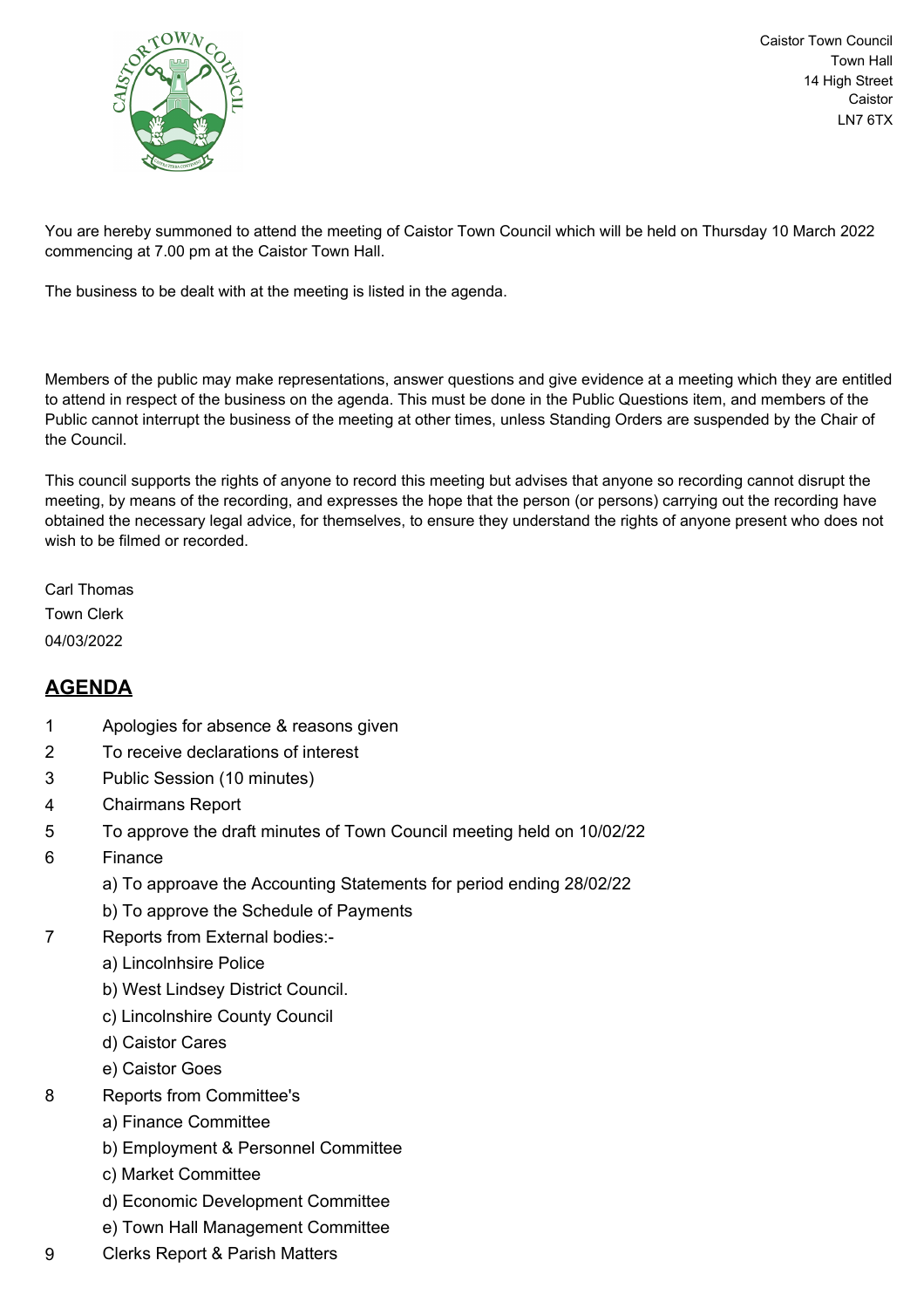Caistor Town Council
Town Hall
14 High Street
Caistor
LN7 6TX

You are hereby summoned to attend the meeting of Caistor Town Council which will be held on Thursday 10 March 2022 commencing at 7.00 pm at the Caistor Town Hall.

The business to be dealt with at the meeting is listed in the agenda.

Members of the public may make representations, answer questions and give evidence at a meeting which they are entitled to attend in respect of the business on the agenda. This must be done in the Public Questions item, and members of the Public cannot interrupt the business of the meeting at other times, unless Standing Orders are suspended by the Chair of the Council.

This council supports the rights of anyone to record this meeting but advises that anyone so recording cannot disrupt the meeting, by means of the recording, and expresses the hope that the person (or persons) carrying out the recording have obtained the necessary legal advice, for themselves, to ensure they understand the rights of anyone present who does not wish to be filmed or recorded.

Carl Thomas
Town Clerk
04/03/2022

## AGENDA

1 Apologies for absence & reasons given

2 To receive declarations of interest

3 Public Session (10 minutes)

4 Chairmans Report

5 To approve the draft minutes of Town Council meeting held on 10/02/22

6 Finance
   a) To approave the Accounting Statements for period ending 28/02/22
   b) To approve the Schedule of Payments

7 Reports from External bodies:-
   a) Lincolnhsire Police
   b) West Lindsey District Council.
   c) Lincolnshire County Council
   d) Caistor Cares
   e) Caistor Goes

8 Reports from Committee's
   a) Finance Committee
   b) Employment & Personnel Committee
   c) Market Committee
   d) Economic Development Committee
   e) Town Hall Management Committee

9 Clerks Report & Parish Matters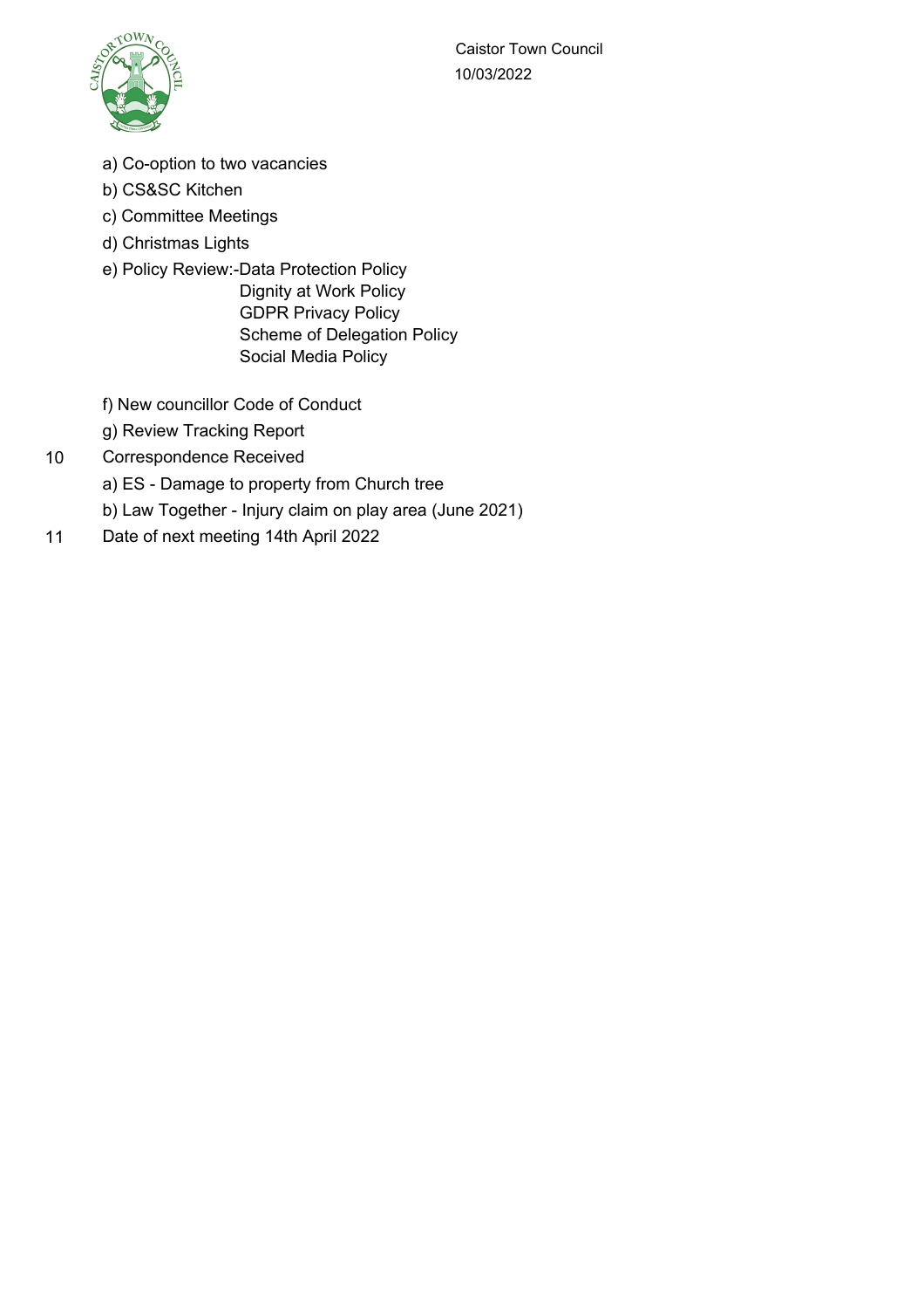a) Co-option to two vacancies

b) CS&SC Kitchen

c) Committee Meetings

d) Christmas Lights

e) Policy Review:-Data Protection Policy
Dignity at Work Policy
GDPR Privacy Policy
Scheme of Delegation Policy
Social Media Policy

f) New councillor Code of Conduct

g) Review Tracking Report

10 Correspondence Received

a) ES - Damage to property from Church tree

b) Law Together - Injury claim on play area (June 2021)

11 Date of next meeting 14th April 2022